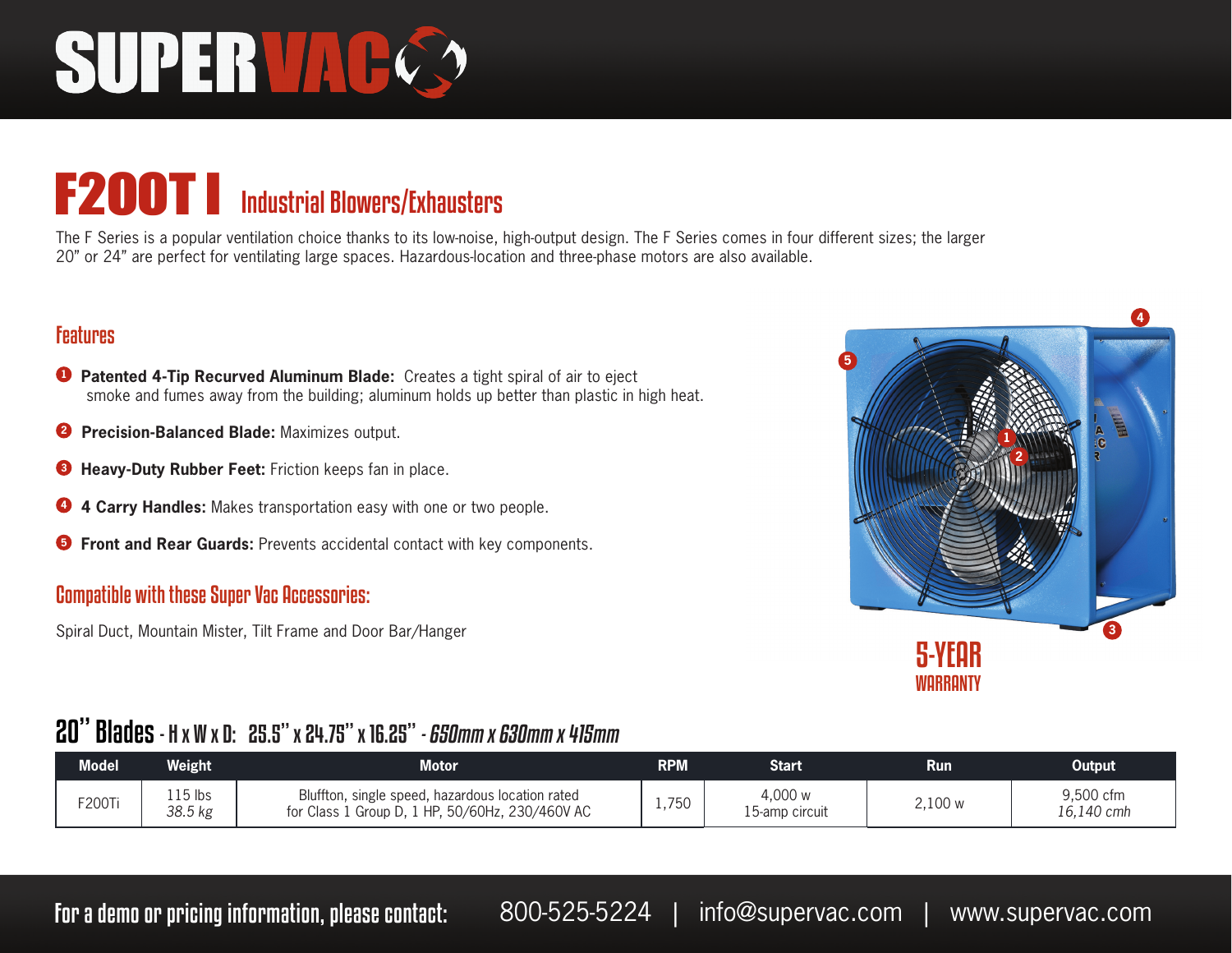# SUPERVAC

## F200T I Industrial Blowers/Exhausters

The F Series is a popular ventilation choice thanks to its low-noise, high-output design. The F Series comes in four different sizes; the larger 20" or 24" are perfect for ventilating large spaces. Hazardous-location and three-phase motors are also available.

### Features

1. **Patented 4-Tip Recurved Aluminum Blade:** Creates a tight spiral of air to eject smoke and fumes away from the building; aluminum holds up better than plastic in high heat.
2. **Precision-Balanced Blade:** Maximizes output.
3. **Heavy-Duty Rubber Feet:** Friction keeps fan in place.
4. **4 Carry Handles:** Makes transportation easy with one or two people.
5. **Front and Rear Guards:** Prevents accidental contact with key components.

### Compatible with these Super Vac Accessories:

Spiral Duct, Mountain Mister, Tilt Frame and Door Bar/Hanger

**5-YEAR WARRANTY**

### 20" Blades - H x W x D: 25.5" x 24.75" x 16.25" - *650mm x 630mm x 415mm*

| Model | Weight | Motor | RPM | Start | Run | Output |
|---|---|---|---|---|---|---|
| F200Ti | 115 lbs *38.5 kg* | Bluffton, single speed, hazardous location rated for Class 1 Group D, 1 HP, 50/60Hz, 230/460V AC | 1,750 | 4,000 w 15-amp circuit | 2,100 w | 9,500 cfm *16,140 cmh* |

For a demo or pricing information, please contact: 800-525-5224 | info@supervac.com | www.supervac.com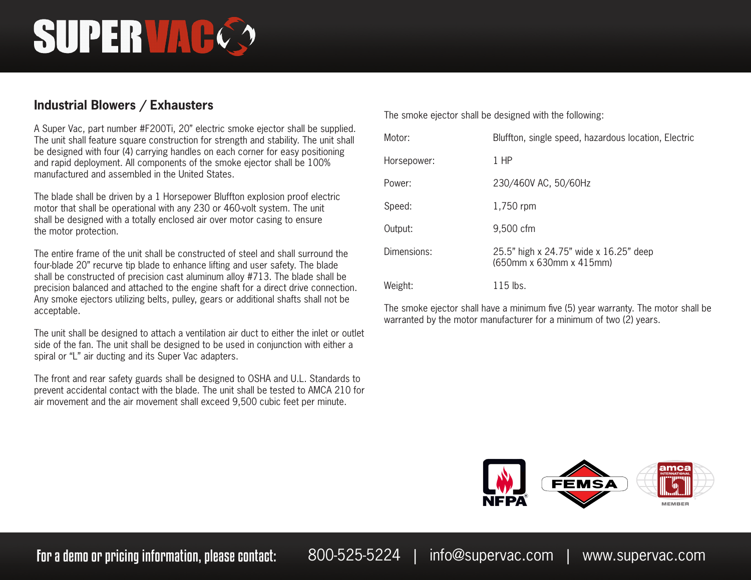# SUPERVAC

## Industrial Blowers / Exhausters

A Super Vac, part number #F200Ti, 20" electric smoke ejector shall be supplied. The unit shall feature square construction for strength and stability. The unit shall be designed with four (4) carrying handles on each corner for easy positioning and rapid deployment. All components of the smoke ejector shall be 100% manufactured and assembled in the United States.

The blade shall be driven by a 1 Horsepower Bluffton explosion proof electric motor that shall be operational with any 230 or 460-volt system. The unit shall be designed with a totally enclosed air over motor casing to ensure the motor protection.

The entire frame of the unit shall be constructed of steel and shall surround the four-blade 20" recurve tip blade to enhance lifting and user safety. The blade shall be constructed of precision cast aluminum alloy #713. The blade shall be precision balanced and attached to the engine shaft for a direct drive connection. Any smoke ejectors utilizing belts, pulley, gears or additional shafts shall not be acceptable.

The unit shall be designed to attach a ventilation air duct to either the inlet or outlet side of the fan. The unit shall be designed to be used in conjunction with either a spiral or "L" air ducting and its Super Vac adapters.

The front and rear safety guards shall be designed to OSHA and U.L. Standards to prevent accidental contact with the blade. The unit shall be tested to AMCA 210 for air movement and the air movement shall exceed 9,500 cubic feet per minute.

The smoke ejector shall be designed with the following:

| | |
|---|---|
| Motor: | Bluffton, single speed, hazardous location, Electric |
| Horsepower: | 1 HP |
| Power: | 230/460V AC, 50/60Hz |
| Speed: | 1,750 rpm |
| Output: | 9,500 cfm |
| Dimensions: | 25.5" high x 24.75" wide x 16.25" deep (650mm x 630mm x 415mm) |
| Weight: | 115 lbs. |

The smoke ejector shall have a minimum five (5) year warranty. The motor shall be warranted by the motor manufacturer for a minimum of two (2) years.

NFPA FEMSA amca INTERNATIONAL MEMBER

For a demo or pricing information, please contact: 800-525-5224 | info@supervac.com | www.supervac.com